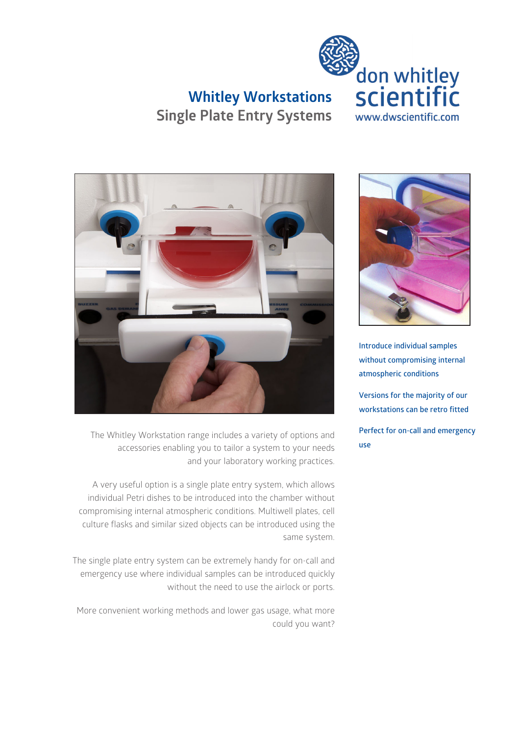# Whitley Workstations

## Single Plate Entry Systems

don whitley scientific
www.dwscientific.com

The Whitley Workstation range includes a variety of options and accessories enabling you to tailor a system to your needs and your laboratory working practices.

A very useful option is a single plate entry system, which allows individual Petri dishes to be introduced into the chamber without compromising internal atmospheric conditions. Multiwell plates, cell culture flasks and similar sized objects can be introduced using the same system.

The single plate entry system can be extremely handy for on-call and emergency use where individual samples can be introduced quickly without the need to use the airlock or ports.

More convenient working methods and lower gas usage, what more could you want?

Introduce individual samples without compromising internal atmospheric conditions

Versions for the majority of our workstations can be retro fitted

Perfect for on-call and emergency use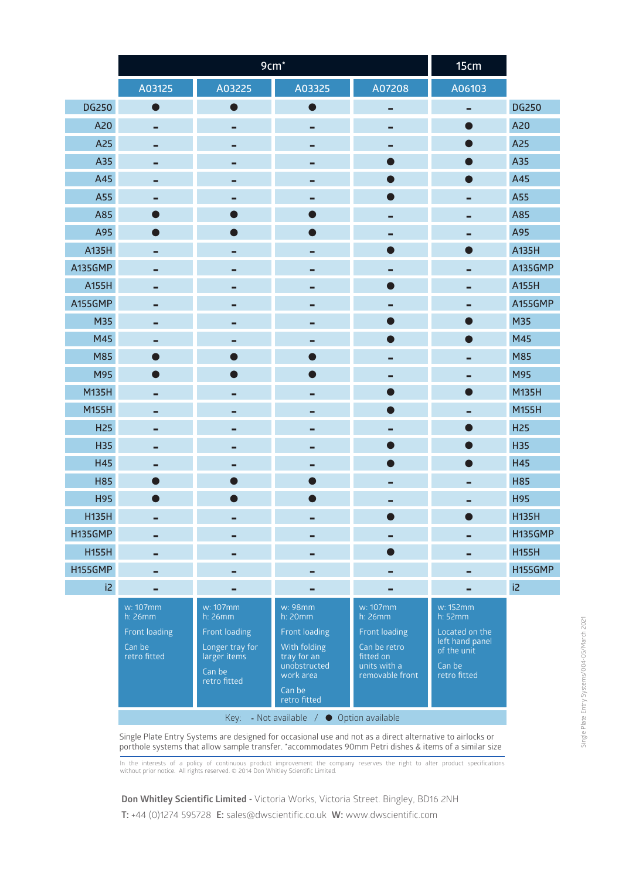| | 9cm* | | | | 15cm | |
|---|---|---|---|---|---|---|
| | A03125 | A03225 | A03325 | A07208 | A06103 | |
| DG250 | ● | ● | ● | - | - | DG250 |
| A20 | - | - | - | - | ● | A20 |
| A25 | - | - | - | - | ● | A25 |
| A35 | - | - | - | ● | ● | A35 |
| A45 | - | - | - | ● | ● | A45 |
| A55 | - | - | - | ● | - | A55 |
| A85 | ● | ● | ● | - | - | A85 |
| A95 | ● | ● | ● | - | - | A95 |
| A135H | - | - | - | ● | ● | A135H |
| A135GMP | - | - | - | - | - | A135GMP |
| A155H | - | - | - | ● | - | A155H |
| A155GMP | - | - | - | - | - | A155GMP |
| M35 | - | - | - | ● | ● | M35 |
| M45 | - | - | - | ● | ● | M45 |
| M85 | ● | ● | ● | - | - | M85 |
| M95 | ● | ● | ● | - | - | M95 |
| M135H | - | - | - | ● | ● | M135H |
| M155H | - | - | - | ● | - | M155H |
| H25 | - | - | - | - | ● | H25 |
| H35 | - | - | - | ● | ● | H35 |
| H45 | - | - | - | ● | ● | H45 |
| H85 | ● | ● | ● | - | - | H85 |
| H95 | ● | ● | ● | - | - | H95 |
| H135H | - | - | - | ● | ● | H135H |
| H135GMP | - | - | - | - | - | H135GMP |
| H155H | - | - | - | ● | - | H155H |
| H155GMP | - | - | - | - | - | H155GMP |
| i2 | - | - | - | - | - | i2 |
| | w: 107mm<br>h: 26mm<br>Front loading<br>Can be retro fitted | w: 107mm<br>h: 26mm<br>Front loading<br>Longer tray for larger items<br>Can be retro fitted | w: 98mm<br>h: 20mm<br>Front loading<br>With folding tray for an unobstructed work area<br>Can be retro fitted | w: 107mm<br>h: 26mm<br>Front loading<br>Can be retro fitted on units with a removable front | w: 152mm<br>h: 52mm<br>Located on the left hand panel of the unit<br>Can be retro fitted | |

Key: - Not available / ● Option available

Single Plate Entry Systems are designed for occasional use and not as a direct alternative to airlocks or porthole systems that allow sample transfer. *accommodates 90mm Petri dishes & items of a similar size

In the interests of a policy of continuous product improvement the company reserves the right to alter product specifications without prior notice. All rights reserved. © 2014 Don Whitley Scientific Limited.

**Don Whitley Scientific Limited** - Victoria Works, Victoria Street. Bingley, BD16 2NH

**T:** +44 (0)1274 595728 **E:** sales@dwscientific.co.uk **W:** www.dwscientific.com

Single Plate Entry Systems/004-05/March 2021